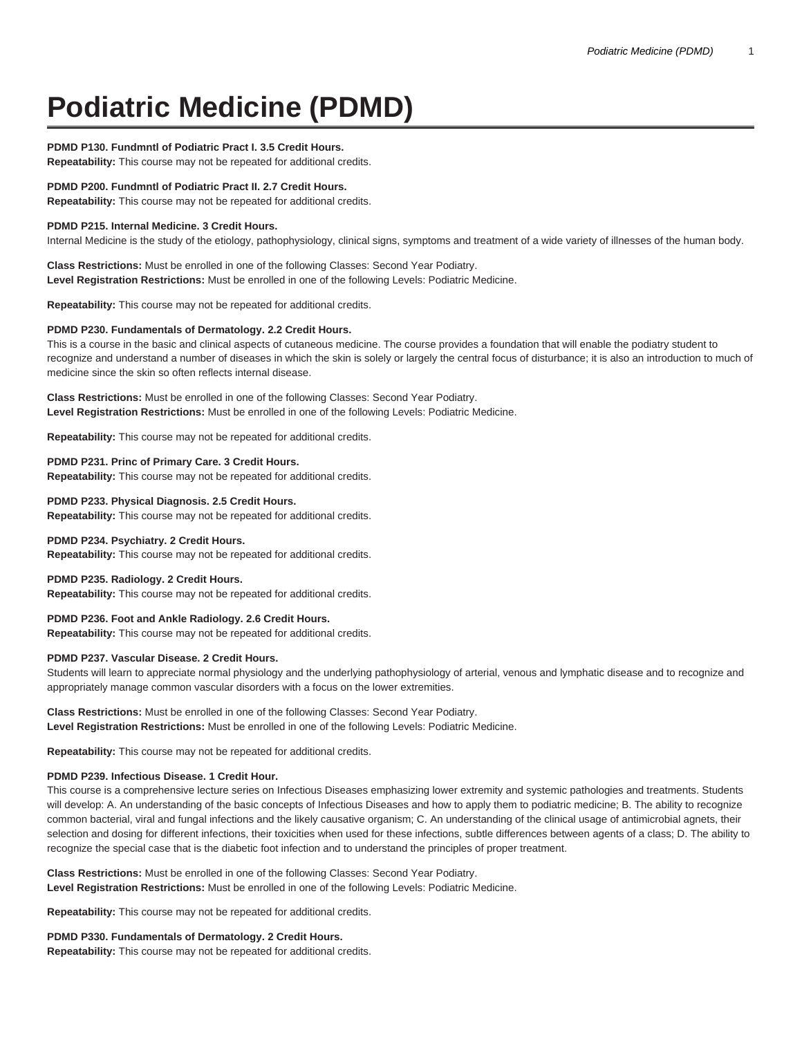# Podiatric Medicine (PDMD)

**PDMD P130. Fundmntl of Podiatric Pract I. 3.5 Credit Hours.**
**Repeatability:** This course may not be repeated for additional credits.

**PDMD P200. Fundmntl of Podiatric Pract II. 2.7 Credit Hours.**
**Repeatability:** This course may not be repeated for additional credits.

**PDMD P215. Internal Medicine. 3 Credit Hours.**
Internal Medicine is the study of the etiology, pathophysiology, clinical signs, symptoms and treatment of a wide variety of illnesses of the human body.

**Class Restrictions:** Must be enrolled in one of the following Classes: Second Year Podiatry.
**Level Registration Restrictions:** Must be enrolled in one of the following Levels: Podiatric Medicine.

**Repeatability:** This course may not be repeated for additional credits.

**PDMD P230. Fundamentals of Dermatology. 2.2 Credit Hours.**
This is a course in the basic and clinical aspects of cutaneous medicine. The course provides a foundation that will enable the podiatry student to recognize and understand a number of diseases in which the skin is solely or largely the central focus of disturbance; it is also an introduction to much of medicine since the skin so often reflects internal disease.

**Class Restrictions:** Must be enrolled in one of the following Classes: Second Year Podiatry.
**Level Registration Restrictions:** Must be enrolled in one of the following Levels: Podiatric Medicine.

**Repeatability:** This course may not be repeated for additional credits.

**PDMD P231. Princ of Primary Care. 3 Credit Hours.**
**Repeatability:** This course may not be repeated for additional credits.

**PDMD P233. Physical Diagnosis. 2.5 Credit Hours.**
**Repeatability:** This course may not be repeated for additional credits.

**PDMD P234. Psychiatry. 2 Credit Hours.**
**Repeatability:** This course may not be repeated for additional credits.

**PDMD P235. Radiology. 2 Credit Hours.**
**Repeatability:** This course may not be repeated for additional credits.

**PDMD P236. Foot and Ankle Radiology. 2.6 Credit Hours.**
**Repeatability:** This course may not be repeated for additional credits.

**PDMD P237. Vascular Disease. 2 Credit Hours.**
Students will learn to appreciate normal physiology and the underlying pathophysiology of arterial, venous and lymphatic disease and to recognize and appropriately manage common vascular disorders with a focus on the lower extremities.

**Class Restrictions:** Must be enrolled in one of the following Classes: Second Year Podiatry.
**Level Registration Restrictions:** Must be enrolled in one of the following Levels: Podiatric Medicine.

**Repeatability:** This course may not be repeated for additional credits.

**PDMD P239. Infectious Disease. 1 Credit Hour.**
This course is a comprehensive lecture series on Infectious Diseases emphasizing lower extremity and systemic pathologies and treatments. Students will develop: A. An understanding of the basic concepts of Infectious Diseases and how to apply them to podiatric medicine; B. The ability to recognize common bacterial, viral and fungal infections and the likely causative organism; C. An understanding of the clinical usage of antimicrobial agnets, their selection and dosing for different infections, their toxicities when used for these infections, subtle differences between agents of a class; D. The ability to recognize the special case that is the diabetic foot infection and to understand the principles of proper treatment.

**Class Restrictions:** Must be enrolled in one of the following Classes: Second Year Podiatry.
**Level Registration Restrictions:** Must be enrolled in one of the following Levels: Podiatric Medicine.

**Repeatability:** This course may not be repeated for additional credits.

**PDMD P330. Fundamentals of Dermatology. 2 Credit Hours.**
**Repeatability:** This course may not be repeated for additional credits.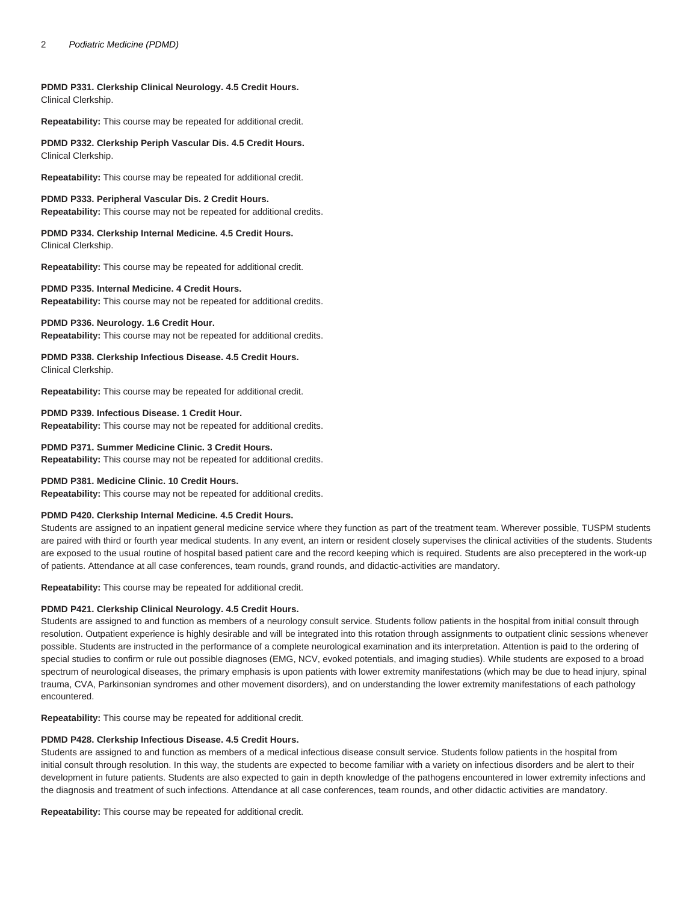**PDMD P331. Clerkship Clinical Neurology. 4.5 Credit Hours.**
Clinical Clerkship.

**Repeatability:** This course may be repeated for additional credit.

**PDMD P332. Clerkship Periph Vascular Dis. 4.5 Credit Hours.**
Clinical Clerkship.

**Repeatability:** This course may be repeated for additional credit.

**PDMD P333. Peripheral Vascular Dis. 2 Credit Hours.**
**Repeatability:** This course may not be repeated for additional credits.

**PDMD P334. Clerkship Internal Medicine. 4.5 Credit Hours.**
Clinical Clerkship.

**Repeatability:** This course may be repeated for additional credit.

**PDMD P335. Internal Medicine. 4 Credit Hours.**
**Repeatability:** This course may not be repeated for additional credits.

**PDMD P336. Neurology. 1.6 Credit Hour.**
**Repeatability:** This course may not be repeated for additional credits.

**PDMD P338. Clerkship Infectious Disease. 4.5 Credit Hours.**
Clinical Clerkship.

**Repeatability:** This course may be repeated for additional credit.

**PDMD P339. Infectious Disease. 1 Credit Hour.**
**Repeatability:** This course may not be repeated for additional credits.

**PDMD P371. Summer Medicine Clinic. 3 Credit Hours.**
**Repeatability:** This course may not be repeated for additional credits.

**PDMD P381. Medicine Clinic. 10 Credit Hours.**
**Repeatability:** This course may not be repeated for additional credits.

**PDMD P420. Clerkship Internal Medicine. 4.5 Credit Hours.**
Students are assigned to an inpatient general medicine service where they function as part of the treatment team. Wherever possible, TUSPM students are paired with third or fourth year medical students. In any event, an intern or resident closely supervises the clinical activities of the students. Students are exposed to the usual routine of hospital based patient care and the record keeping which is required. Students are also preceptered in the work-up of patients. Attendance at all case conferences, team rounds, grand rounds, and didactic-activities are mandatory.

**Repeatability:** This course may be repeated for additional credit.

**PDMD P421. Clerkship Clinical Neurology. 4.5 Credit Hours.**
Students are assigned to and function as members of a neurology consult service. Students follow patients in the hospital from initial consult through resolution. Outpatient experience is highly desirable and will be integrated into this rotation through assignments to outpatient clinic sessions whenever possible. Students are instructed in the performance of a complete neurological examination and its interpretation. Attention is paid to the ordering of special studies to confirm or rule out possible diagnoses (EMG, NCV, evoked potentials, and imaging studies). While students are exposed to a broad spectrum of neurological diseases, the primary emphasis is upon patients with lower extremity manifestations (which may be due to head injury, spinal trauma, CVA, Parkinsonian syndromes and other movement disorders), and on understanding the lower extremity manifestations of each pathology encountered.

**Repeatability:** This course may be repeated for additional credit.

**PDMD P428. Clerkship Infectious Disease. 4.5 Credit Hours.**
Students are assigned to and function as members of a medical infectious disease consult service. Students follow patients in the hospital from initial consult through resolution. In this way, the students are expected to become familiar with a variety on infectious disorders and be alert to their development in future patients. Students are also expected to gain in depth knowledge of the pathogens encountered in lower extremity infections and the diagnosis and treatment of such infections. Attendance at all case conferences, team rounds, and other didactic activities are mandatory.

**Repeatability:** This course may be repeated for additional credit.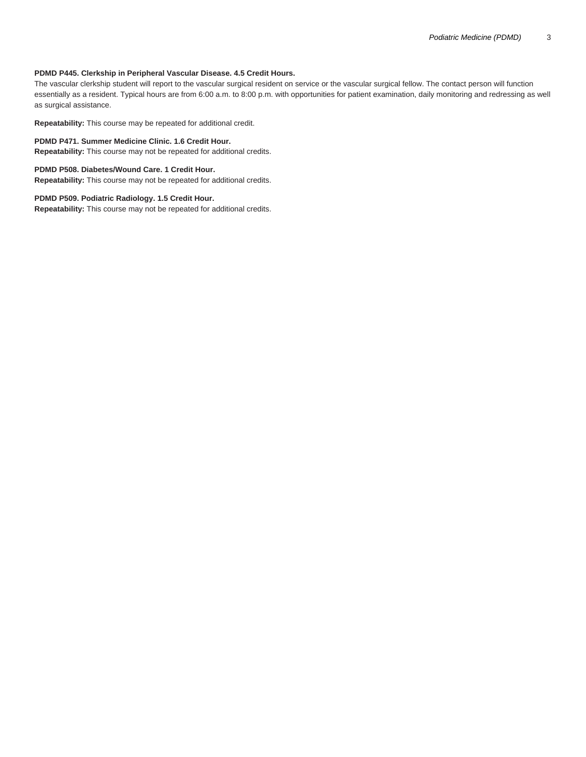**PDMD P445. Clerkship in Peripheral Vascular Disease. 4.5 Credit Hours.**
The vascular clerkship student will report to the vascular surgical resident on service or the vascular surgical fellow. The contact person will function essentially as a resident. Typical hours are from 6:00 a.m. to 8:00 p.m. with opportunities for patient examination, daily monitoring and redressing as well as surgical assistance.

**Repeatability:** This course may be repeated for additional credit.

**PDMD P471. Summer Medicine Clinic. 1.6 Credit Hour.**
**Repeatability:** This course may not be repeated for additional credits.

**PDMD P508. Diabetes/Wound Care. 1 Credit Hour.**
**Repeatability:** This course may not be repeated for additional credits.

**PDMD P509. Podiatric Radiology. 1.5 Credit Hour.**
**Repeatability:** This course may not be repeated for additional credits.